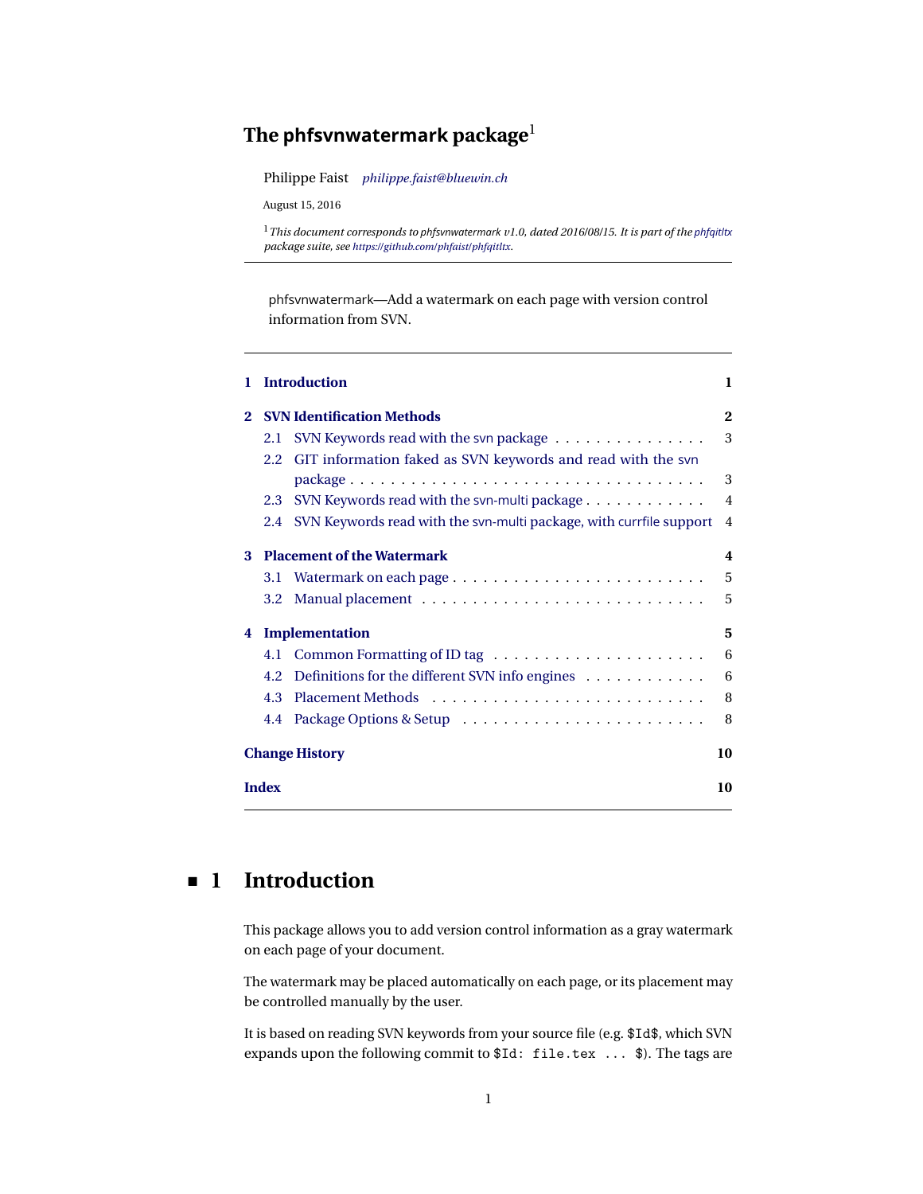# The phfsvnwatermark package[1]

Philippe Faist *philippe.faist@bluewin.ch*

August 15, 2016

[1] *This document corresponds to phfsvnwatermark v1.0, dated 2016/08/15. It is part of the phfqitltx package suite, see https://github.com/phfaist/phfqitltx.*

---

phfsvnwatermark—Add a watermark on each page with version control information from SVN.

---

- **1 Introduction** — 1
- **2 SVN Identification Methods** — 2
  - 2.1 SVN Keywords read with the svn package — 3
  - 2.2 GIT information faked as SVN keywords and read with the svn package — 3
  - 2.3 SVN Keywords read with the svn-multi package — 4
  - 2.4 SVN Keywords read with the svn-multi package, with currfile support — 4
- **3 Placement of the Watermark** — 4
  - 3.1 Watermark on each page — 5
  - 3.2 Manual placement — 5
- **4 Implementation** — 5
  - 4.1 Common Formatting of ID tag — 6
  - 4.2 Definitions for the different SVN info engines — 6
  - 4.3 Placement Methods — 8
  - 4.4 Package Options & Setup — 8
- **Change History** — 10
- **Index** — 10

---

# 1 Introduction

This package allows you to add version control information as a gray watermark on each page of your document.

The watermark may be placed automatically on each page, or its placement may be controlled manually by the user.

It is based on reading SVN keywords from your source file (e.g. `$Id$`, which SVN expands upon the following commit to `$Id: file.tex ... $`). The tags are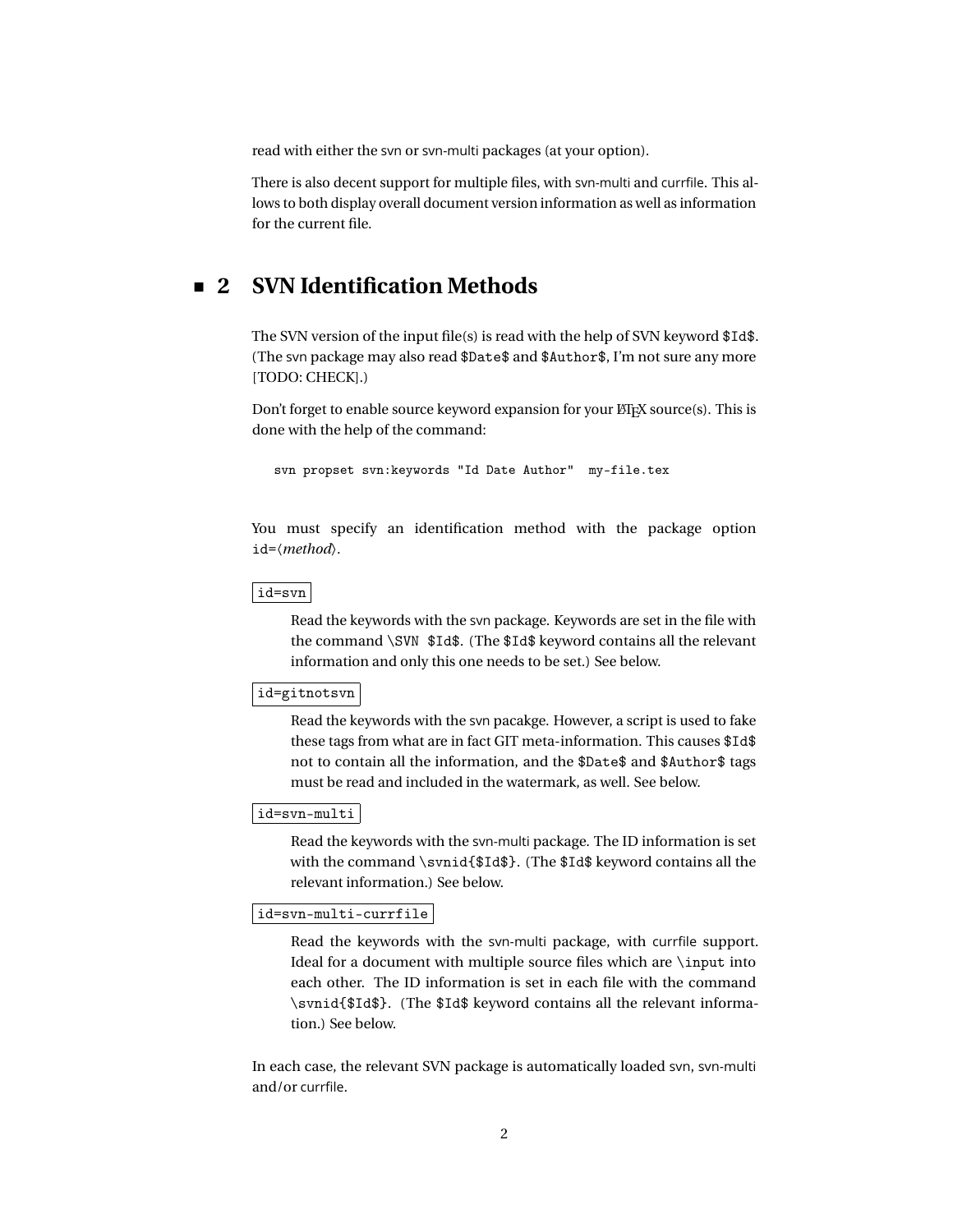read with either the svn or svn-multi packages (at your option).

There is also decent support for multiple files, with svn-multi and currfile. This allows to both display overall document version information as well as information for the current file.

## 2 SVN Identification Methods

The SVN version of the input file(s) is read with the help of SVN keyword `$Id$`. (The svn package may also read `$Date$` and `$Author$`, I'm not sure any more [TODO: CHECK].)

Don't forget to enable source keyword expansion for your LaTeX source(s). This is done with the help of the command:

```
svn propset svn:keywords "Id Date Author"  my-file.tex
```

You must specify an identification method with the package option `id=`⟨*method*⟩.

`id=svn`

Read the keywords with the svn package. Keywords are set in the file with the command `\SVN $Id$`. (The `$Id$` keyword contains all the relevant information and only this one needs to be set.) See below.

`id=gitnotsvn`

Read the keywords with the svn pacakge. However, a script is used to fake these tags from what are in fact GIT meta-information. This causes `$Id$` not to contain all the information, and the `$Date$` and `$Author$` tags must be read and included in the watermark, as well. See below.

`id=svn-multi`

Read the keywords with the svn-multi package. The ID information is set with the command `\svnid{$Id$}`. (The `$Id$` keyword contains all the relevant information.) See below.

`id=svn-multi-currfile`

Read the keywords with the svn-multi package, with currfile support. Ideal for a document with multiple source files which are `\input` into each other. The ID information is set in each file with the command `\svnid{$Id$}`. (The `$Id$` keyword contains all the relevant information.) See below.

In each case, the relevant SVN package is automatically loaded svn, svn-multi and/or currfile.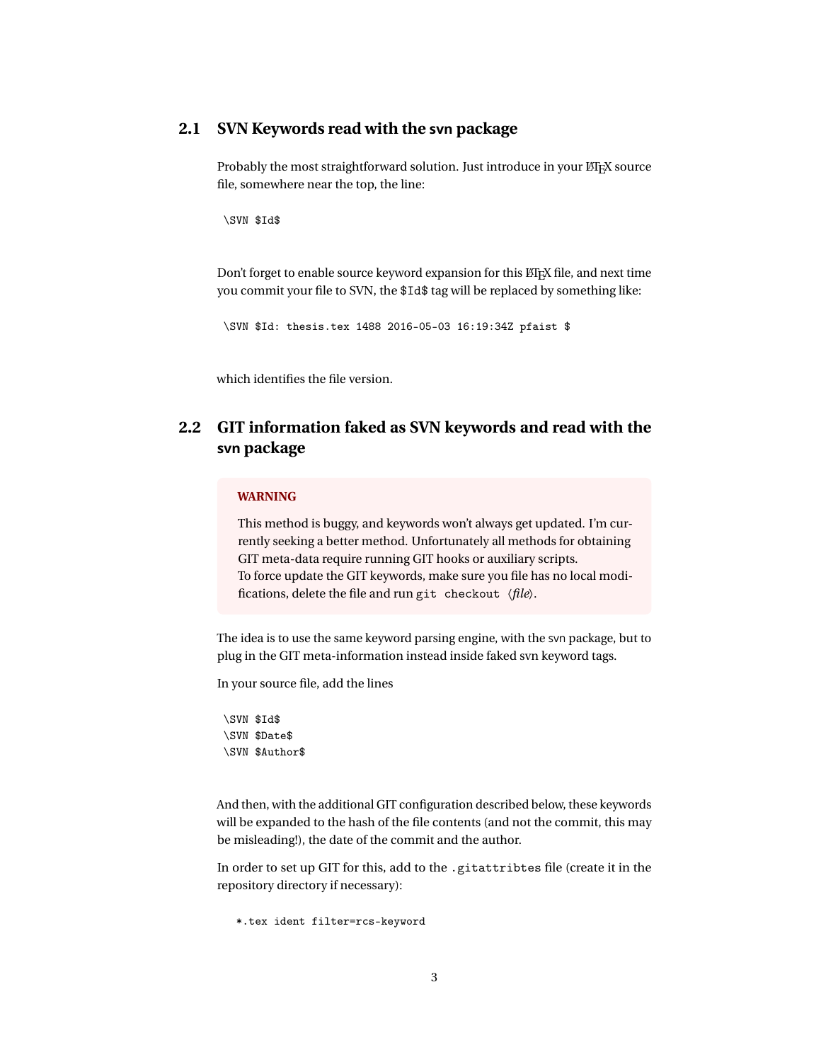## 2.1 SVN Keywords read with the svn package

Probably the most straightforward solution. Just introduce in your LaTeX source file, somewhere near the top, the line:

```
\SVN $Id$
```

Don't forget to enable source keyword expansion for this LaTeX file, and next time you commit your file to SVN, the `$Id$` tag will be replaced by something like:

```
\SVN $Id: thesis.tex 1488 2016-05-03 16:19:34Z pfaist $
```

which identifies the file version.

## 2.2 GIT information faked as SVN keywords and read with the svn package

> **WARNING**
>
> This method is buggy, and keywords won't always get updated. I'm currently seeking a better method. Unfortunately all methods for obtaining GIT meta-data require running GIT hooks or auxiliary scripts.
> To force update the GIT keywords, make sure you file has no local modifications, delete the file and run `git checkout` ⟨*file*⟩.

The idea is to use the same keyword parsing engine, with the svn package, but to plug in the GIT meta-information instead inside faked svn keyword tags.

In your source file, add the lines

```
\SVN $Id$
\SVN $Date$
\SVN $Author$
```

And then, with the additional GIT configuration described below, these keywords will be expanded to the hash of the file contents (and not the commit, this may be misleading!), the date of the commit and the author.

In order to set up GIT for this, add to the `.gitattribtes` file (create it in the repository directory if necessary):

```
*.tex ident filter=rcs-keyword
```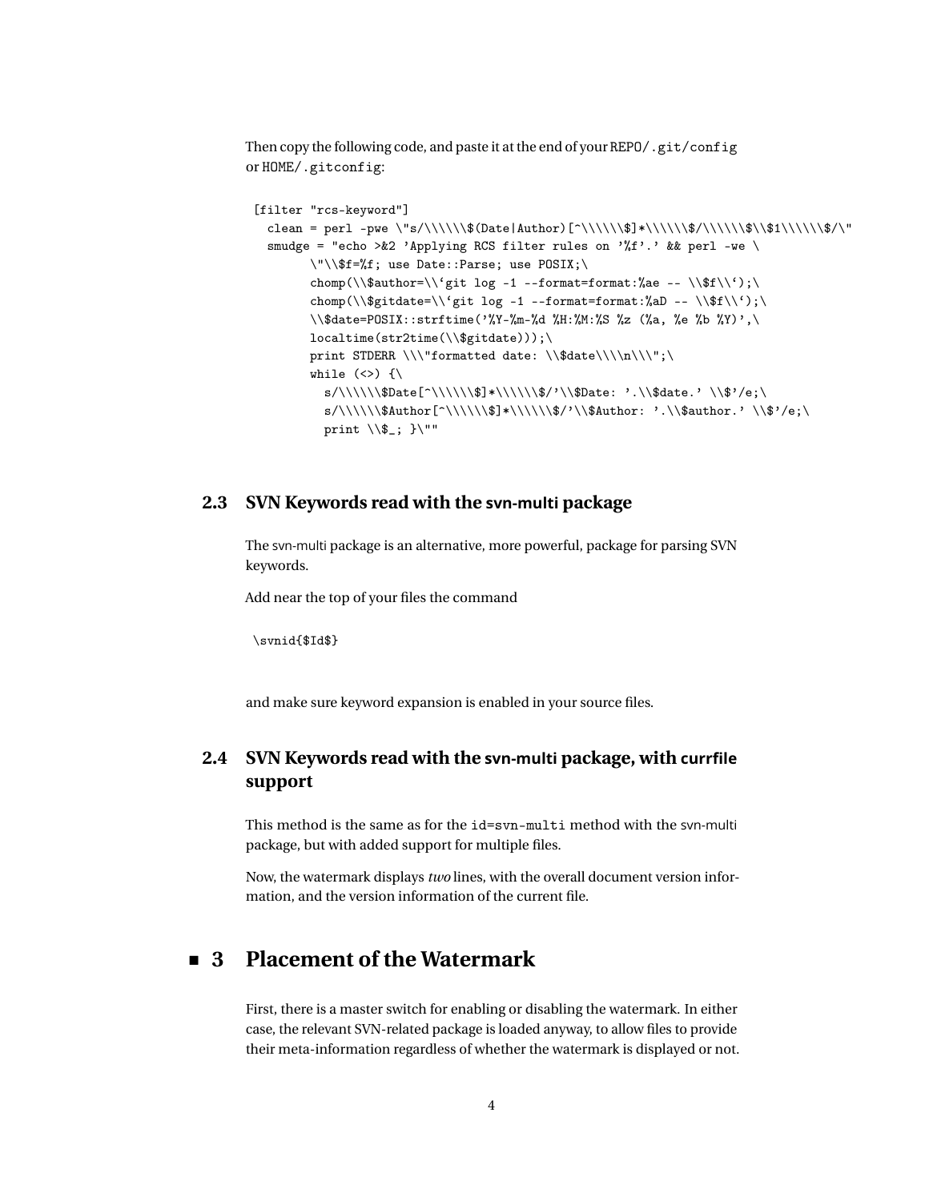Then copy the following code, and paste it at the end of your REPO/.git/config or HOME/.gitconfig:

```
[filter "rcs-keyword"]
  clean = perl -pwe \"s/\\\\\\$(Date|Author)[^\\\\\\$]*\\\\\\$/\\\\\\$\\$1\\\\\\$/\"
  smudge = "echo >&2 'Applying RCS filter rules on '%f'.' && perl -we \
        \"\\$f=%f; use Date::Parse; use POSIX;\
        chomp(\\$author=\\`git log -1 --format=format:%ae -- \\$f\\`);\
        chomp(\\$gitdate=\\`git log -1 --format=format:%aD -- \\$f\\`);\
        \\$date=POSIX::strftime('%Y-%m-%d %H:%M:%S %z (%a, %e %b %Y)',\
        localtime(str2time(\\$gitdate)));\
        print STDERR \\\"formatted date: \\$date\\\\n\\\";\
        while (<>) {\
          s/\\\\\\$Date[^\\\\\\$]*\\\\\\$/'\\$Date: '.\\$date.' \\$'/e;\
          s/\\\\\\$Author[^\\\\\\$]*\\\\\\$/'\\$Author: '.\\$author.' \\$'/e;\
          print \\$_; }\""
```

## 2.3 SVN Keywords read with the svn-multi package

The svn-multi package is an alternative, more powerful, package for parsing SVN keywords.

Add near the top of your files the command

```
\svnid{$Id$}
```

and make sure keyword expansion is enabled in your source files.

## 2.4 SVN Keywords read with the svn-multi package, with currfile support

This method is the same as for the `id=svn-multi` method with the svn-multi package, but with added support for multiple files.

Now, the watermark displays *two* lines, with the overall document version information, and the version information of the current file.

# 3 Placement of the Watermark

First, there is a master switch for enabling or disabling the watermark. In either case, the relevant SVN-related package is loaded anyway, to allow files to provide their meta-information regardless of whether the watermark is displayed or not.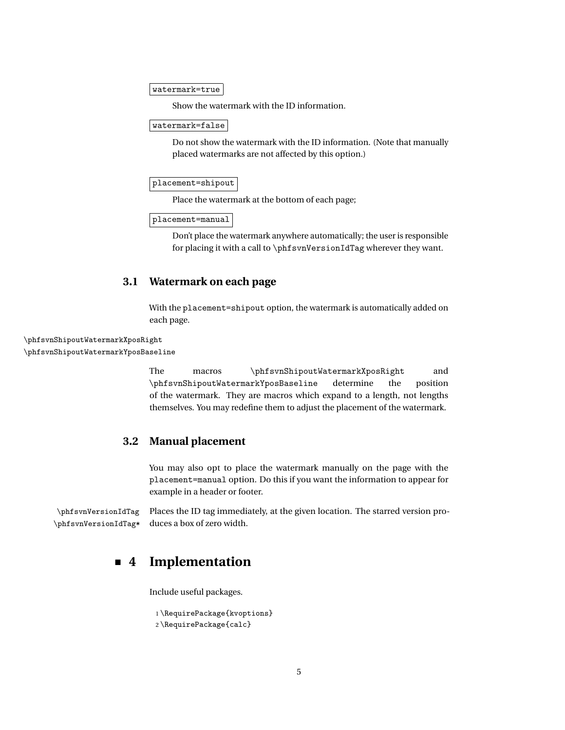`watermark=true`

Show the watermark with the ID information.

`watermark=false`

Do not show the watermark with the ID information. (Note that manually placed watermarks are not affected by this option.)

`placement=shipout`

Place the watermark at the bottom of each page;

`placement=manual`

Don't place the watermark anywhere automatically; the user is responsible for placing it with a call to `\phfsvnVersionIdTag` wherever they want.

### 3.1 Watermark on each page

With the `placement=shipout` option, the watermark is automatically added on each page.

`\phfsvnShipoutWatermarkXposRight`
`\phfsvnShipoutWatermarkYposBaseline`

The macros `\phfsvnShipoutWatermarkXposRight` and `\phfsvnShipoutWatermarkYposBaseline` determine the position of the watermark. They are macros which expand to a length, not lengths themselves. You may redefine them to adjust the placement of the watermark.

### 3.2 Manual placement

You may also opt to place the watermark manually on the page with the `placement=manual` option. Do this if you want the information to appear for example in a header or footer.

`\phfsvnVersionIdTag`
`\phfsvnVersionIdTag*`

Places the ID tag immediately, at the given location. The starred version produces a box of zero width.

## 4 Implementation

Include useful packages.

```
1 \RequirePackage{kvoptions}
2 \RequirePackage{calc}
```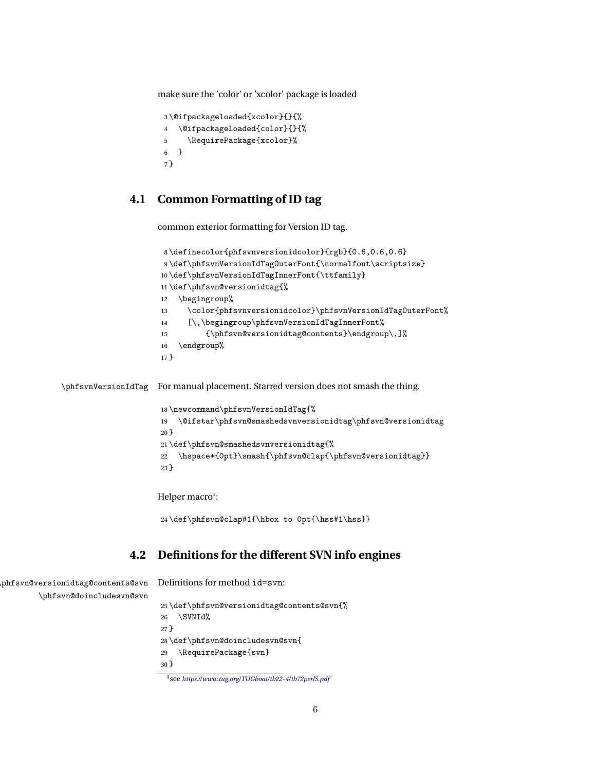make sure the 'color' or 'xcolor' package is loaded

```
3 \@ifpackageloaded{xcolor}{}{%
4   \@ifpackageloaded{color}{}{%
5     \RequirePackage{xcolor}%
6   }
7 }
```

## 4.1 Common Formatting of ID tag

common exterior formatting for Version ID tag.

```
8 \definecolor{phfsvnversionidcolor}{rgb}{0.6,0.6,0.6}
9 \def\phfsvnVersionIdTagOuterFont{\normalfont\scriptsize}
10 \def\phfsvnVersionIdTagInnerFont{\ttfamily}
11 \def\phfsvn@versionidtag{%
12   \begingroup%
13     \color{phfsvnversionidcolor}\phfsvnVersionIdTagOuterFont%
14     [\,\begingroup\phfsvnVersionIdTagInnerFont%
15         {\phfsvn@versionidtag@contents}\endgroup\,]%
16   \endgroup%
17 }
```

\phfsvnVersionIdTag For manual placement. Starred version does not smash the thing.

```
18 \newcommand\phfsvnVersionIdTag{%
19   \@ifstar\phfsvn@smashedsvnversionidtag\phfsvn@versionidtag
20 }
21 \def\phfsvn@smashedsvnversionidtag{%
22   \hspace*{0pt}\smash{\phfsvn@clap{\phfsvn@versionidtag}}
23 }
```

Helper macro[1]:

```
24 \def\phfsvn@clap#1{\hbox to 0pt{\hss#1\hss}}
```

## 4.2 Definitions for the different SVN info engines

\phfsvn@versionidtag@contents@svn
\phfsvn@doincludesvn@svn

Definitions for method id=svn:

```
25 \def\phfsvn@versionidtag@contents@svn{%
26   \SVNId%
27 }
28 \def\phfsvn@doincludesvn@svn{
29   \RequirePackage{svn}
30 }
```

[1] see *https://www.tug.org/TUGboat/tb22-4/tb72perlS.pdf*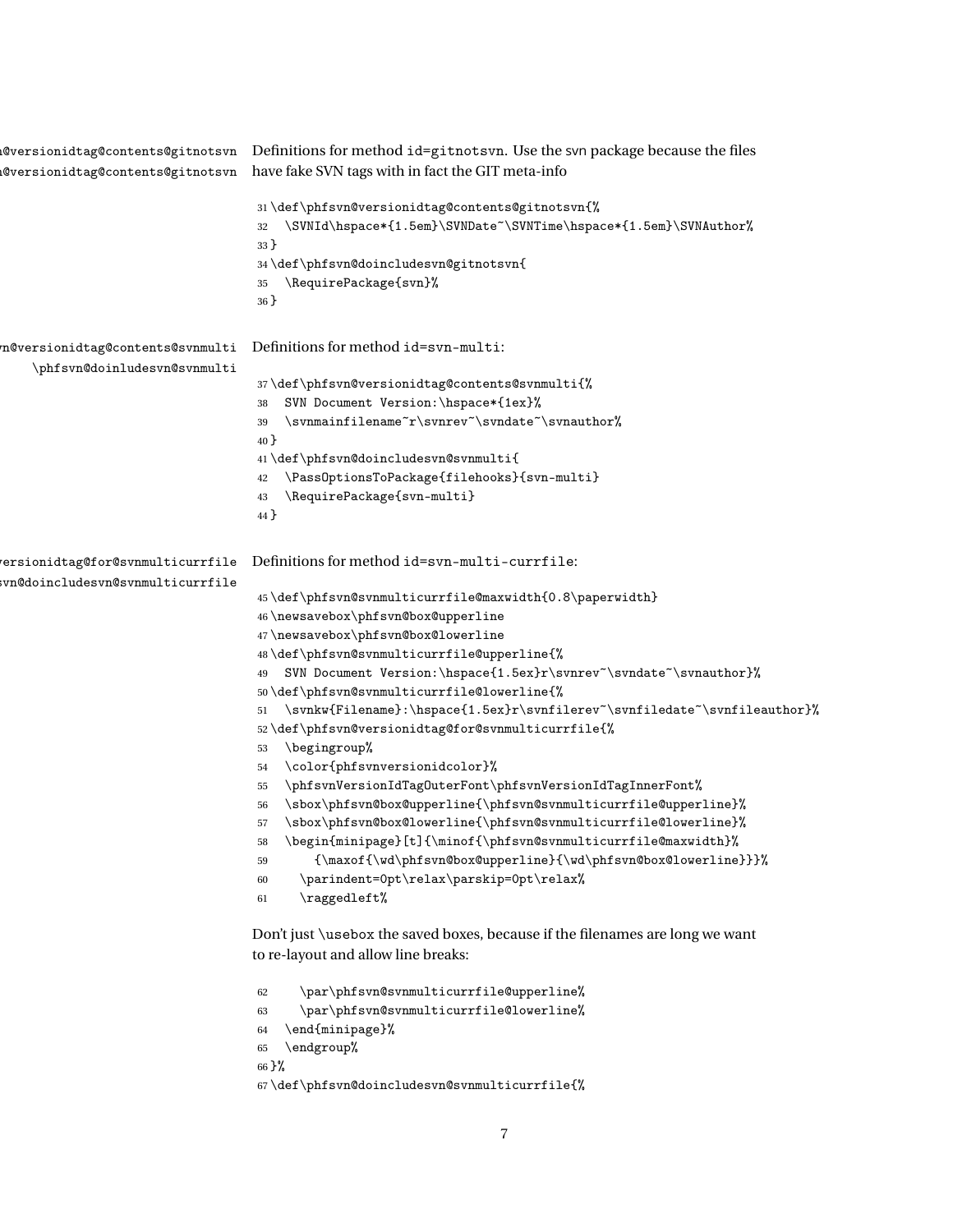\phfsvn@versionidtag@contents@gitnotsvn
\phfsvn@doincludesvn@gitnotsvn

Definitions for method id=gitnotsvn. Use the svn package because the files have fake SVN tags with in fact the GIT meta-info

```
31 \def\phfsvn@versionidtag@contents@gitnotsvn{%
32   \SVNId\hspace*{1.5em}\SVNDate~\SVNTime\hspace*{1.5em}\SVNAuthor%
33 }
34 \def\phfsvn@doincludesvn@gitnotsvn{
35   \RequirePackage{svn}%
36 }
```

\phfsvn@versionidtag@contents@svnmulti
\phfsvn@doinludesvn@svnmulti

Definitions for method id=svn-multi:

```
37 \def\phfsvn@versionidtag@contents@svnmulti{%
38   SVN Document Version:\hspace*{1ex}%
39   \svnmainfilename~r\svnrev~\svndate~\svnauthor%
40 }
41 \def\phfsvn@doincludesvn@svnmulti{
42   \PassOptionsToPackage{filehooks}{svn-multi}
43   \RequirePackage{svn-multi}
44 }
```

\phfsvn@versionidtag@for@svnmulticurrfile
\phfsvn@doincludesvn@svnmulticurrfile

Definitions for method id=svn-multi-currfile:

```
45 \def\phfsvn@svnmulticurrfile@maxwidth{0.8\paperwidth}
46 \newsavebox\phfsvn@box@upperline
47 \newsavebox\phfsvn@box@lowerline
48 \def\phfsvn@svnmulticurrfile@upperline{%
49   SVN Document Version:\hspace{1.5ex}r\svnrev~\svndate~\svnauthor}%
50 \def\phfsvn@svnmulticurrfile@lowerline{%
51   \svnkw{Filename}:\hspace{1.5ex}r\svnfilerev~\svnfiledate~\svnfileauthor}%
52 \def\phfsvn@versionidtag@for@svnmulticurrfile{%
53   \begingroup%
54   \color{phfsvnversionidcolor}%
55   \phfsvnVersionIdTagOuterFont\phfsvnVersionIdTagInnerFont%
56   \sbox\phfsvn@box@upperline{\phfsvn@svnmulticurrfile@upperline}%
57   \sbox\phfsvn@box@lowerline{\phfsvn@svnmulticurrfile@lowerline}%
58   \begin{minipage}[t]{\minof{\phfsvn@svnmulticurrfile@maxwidth}%
59       {\maxof{\wd\phfsvn@box@upperline}{\wd\phfsvn@box@lowerline}}}%
60     \parindent=0pt\relax\parskip=0pt\relax%
61     \raggedleft%
```

Don't just \usebox the saved boxes, because if the filenames are long we want to re-layout and allow line breaks:

```
62     \par\phfsvn@svnmulticurrfile@upperline%
63     \par\phfsvn@svnmulticurrfile@lowerline%
64   \end{minipage}%
65   \endgroup%
66 }%
67 \def\phfsvn@doincludesvn@svnmulticurrfile{%
```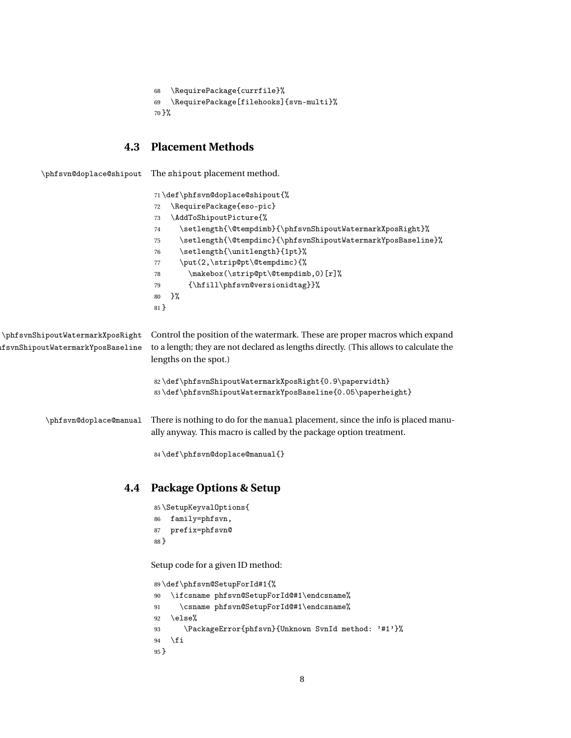```
68   \RequirePackage{currfile}%
69   \RequirePackage[filehooks]{svn-multi}%
70 }%
```

### 4.3 Placement Methods

\phfsvn@doplace@shipout — The shipout placement method.

```
71 \def\phfsvn@doplace@shipout{%
72   \RequirePackage{eso-pic}
73   \AddToShipoutPicture{%
74     \setlength{\@tempdimb}{\phfsvnShipoutWatermarkXposRight}%
75     \setlength{\@tempdimc}{\phfsvnShipoutWatermarkYposBaseline}%
76     \setlength{\unitlength}{1pt}%
77     \put(2,\strip@pt\@tempdimc){%
78       \makebox(\strip@pt\@tempdimb,0)[r]%
79       {\hfill\phfsvn@versionidtag}}%
80   }%
81 }
```

\phfsvnShipoutWatermarkXposRight
\phfsvnShipoutWatermarkYposBaseline — Control the position of the watermark. These are proper macros which expand to a length; they are not declared as lengths directly. (This allows to calculate the lengths on the spot.)

```
82 \def\phfsvnShipoutWatermarkXposRight{0.9\paperwidth}
83 \def\phfsvnShipoutWatermarkYposBaseline{0.05\paperheight}
```

\phfsvn@doplace@manual — There is nothing to do for the manual placement, since the info is placed manually anyway. This macro is called by the package option treatment.

```
84 \def\phfsvn@doplace@manual{}
```

### 4.4 Package Options & Setup

```
85 \SetupKeyvalOptions{
86   family=phfsvn,
87   prefix=phfsvn@
88 }
```

Setup code for a given ID method:

```
89 \def\phfsvn@SetupForId#1{%
90   \ifcsname phfsvn@SetupForId@#1\endcsname%
91     \csname phfsvn@SetupForId@#1\endcsname%
92   \else%
93      \PackageError{phfsvn}{Unknown SvnId method: '#1'}%
94   \fi
95 }
```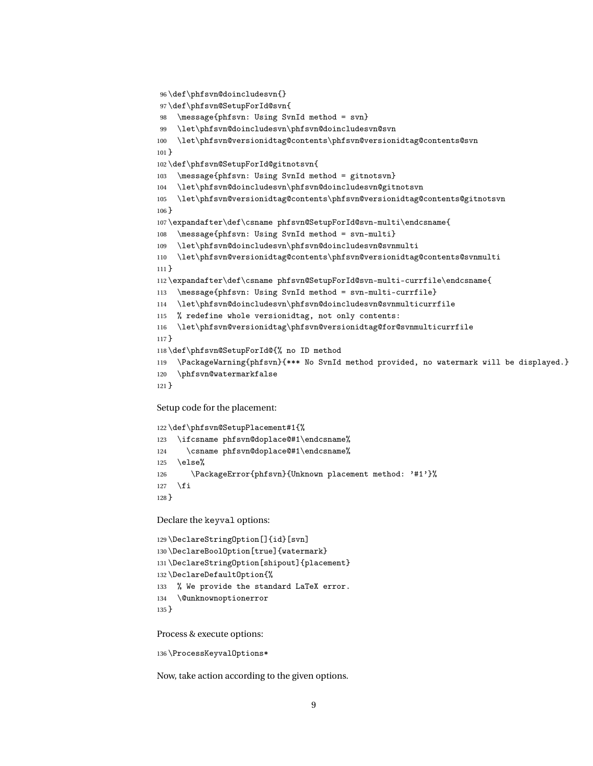```
96 \def\phfsvn@doincludesvn{}
97 \def\phfsvn@SetupForId@svn{
98   \message{phfsvn: Using SvnId method = svn}
99   \let\phfsvn@doincludesvn\phfsvn@doincludesvn@svn
100  \let\phfsvn@versionidtag@contents\phfsvn@versionidtag@contents@svn
101 }
102 \def\phfsvn@SetupForId@gitnotsvn{
103   \message{phfsvn: Using SvnId method = gitnotsvn}
104   \let\phfsvn@doincludesvn\phfsvn@doincludesvn@gitnotsvn
105   \let\phfsvn@versionidtag@contents\phfsvn@versionidtag@contents@gitnotsvn
106 }
107 \expandafter\def\csname phfsvn@SetupForId@svn-multi\endcsname{
108   \message{phfsvn: Using SvnId method = svn-multi}
109   \let\phfsvn@doincludesvn\phfsvn@doincludesvn@svnmulti
110   \let\phfsvn@versionidtag@contents\phfsvn@versionidtag@contents@svnmulti
111 }
112 \expandafter\def\csname phfsvn@SetupForId@svn-multi-currfile\endcsname{
113   \message{phfsvn: Using SvnId method = svn-multi-currfile}
114   \let\phfsvn@doincludesvn\phfsvn@doincludesvn@svnmulticurrfile
115   % redefine whole versionidtag, not only contents:
116   \let\phfsvn@versionidtag\phfsvn@versionidtag@for@svnmulticurrfile
117 }
118 \def\phfsvn@SetupForId@{% no ID method
119   \PackageWarning{phfsvn}{*** No SvnId method provided, no watermark will be displayed.}
120   \phfsvn@watermarkfalse
121 }
```

Setup code for the placement:

```
122 \def\phfsvn@SetupPlacement#1{%
123   \ifcsname phfsvn@doplace@#1\endcsname%
124     \csname phfsvn@doplace@#1\endcsname%
125   \else%
126      \PackageError{phfsvn}{Unknown placement method: '#1'}%
127   \fi
128 }
```

Declare the keyval options:

```
129 \DeclareStringOption[]{id}[svn]
130 \DeclareBoolOption[true]{watermark}
131 \DeclareStringOption[shipout]{placement}
132 \DeclareDefaultOption{%
133   % We provide the standard LaTeX error.
134   \@unknownoptionerror
135 }
```

Process & execute options:

```
136 \ProcessKeyvalOptions*
```

Now, take action according to the given options.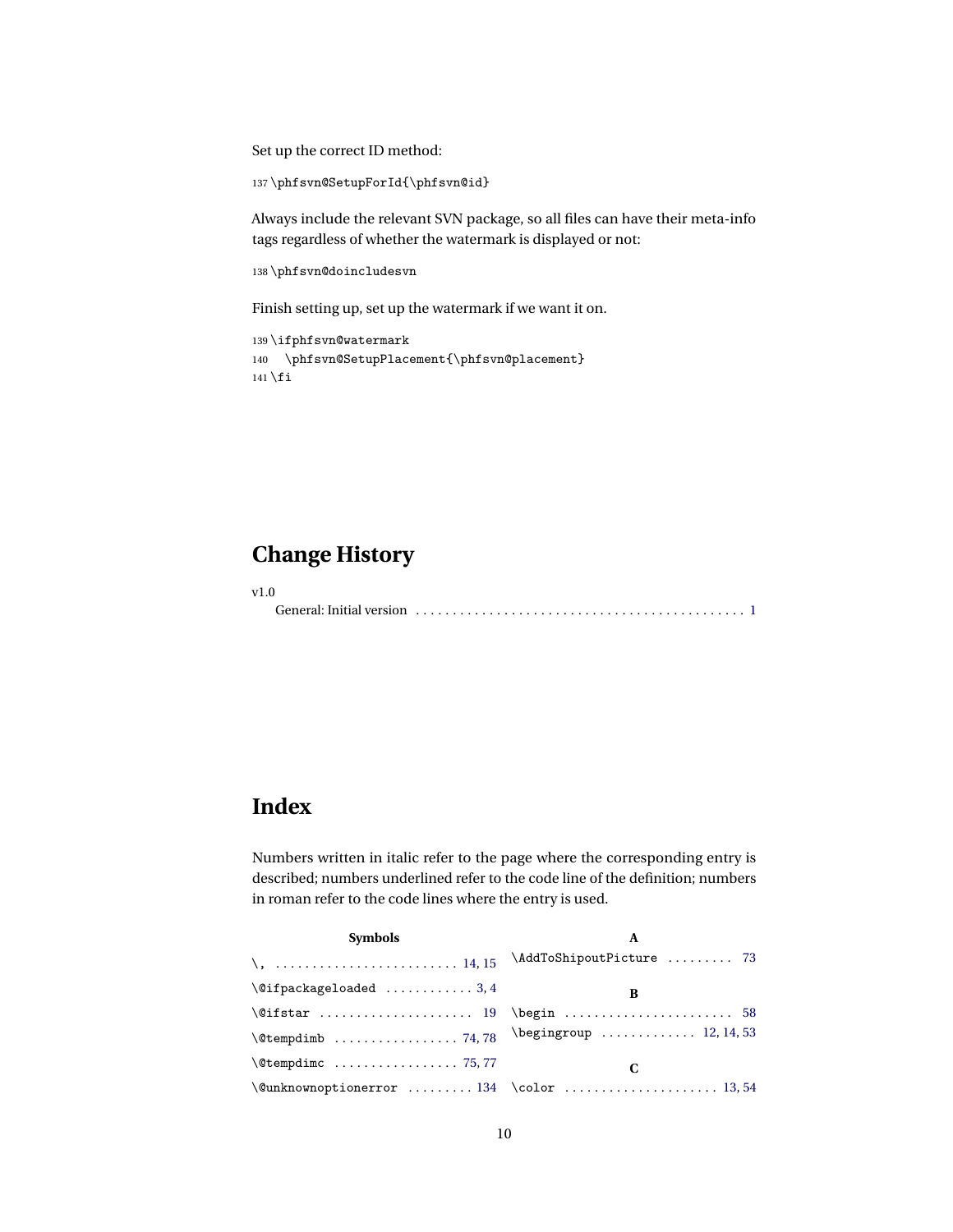Set up the correct ID method:

```
137 \phfsvn@SetupForId{\phfsvn@id}
```

Always include the relevant SVN package, so all files can have their meta-info tags regardless of whether the watermark is displayed or not:

```
138 \phfsvn@doincludesvn
```

Finish setting up, set up the watermark if we want it on.

```
139 \ifphfsvn@watermark
140   \phfsvn@SetupPlacement{\phfsvn@placement}
141 \fi
```

# Change History

v1.0
  General: Initial version . . . . . . . . . . . . . . . . . . . . . . . . . . . . . . . . . . . . . . . . . . . . . . 1

# Index

Numbers written in italic refer to the page where the corresponding entry is described; numbers underlined refer to the code line of the definition; numbers in roman refer to the code lines where the entry is used.

**Symbols**

- `\,` . . . . . . . . . . . . . . . . . . . . . . . . . 14, 15
- `\@ifpackageloaded` . . . . . . . . . . . . 3, 4
- `\@ifstar` . . . . . . . . . . . . . . . . . . . . . 19
- `\@tempdimb` . . . . . . . . . . . . . . . . . 74, 78
- `\@tempdimc` . . . . . . . . . . . . . . . . . 75, 77
- `\@unknownoptionerror` . . . . . . . . . 134

**A**

- `\AddToShipoutPicture` . . . . . . . . . 73

**B**

- `\begin` . . . . . . . . . . . . . . . . . . . . . . . 58
- `\begingroup` . . . . . . . . . . . . . 12, 14, 53

**C**

- `\color` . . . . . . . . . . . . . . . . . . . . . 13, 54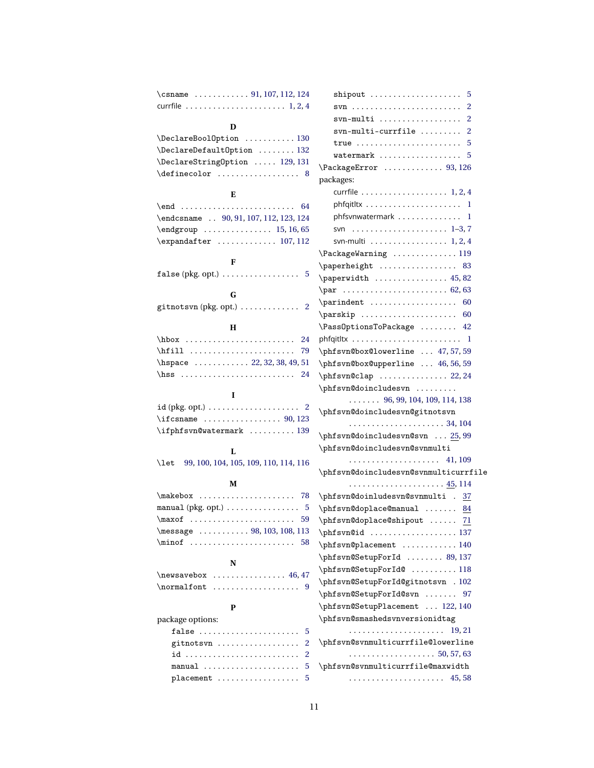\csname ............ 91, 107, 112, 124
currfile ...................... 1, 2, 4

**D**

\DeclareBoolOption ........... 130
\DeclareDefaultOption ........ 132
\DeclareStringOption ..... 129, 131
\definecolor .................. 8

**E**

\end ......................... 64
\endcsname .. 90, 91, 107, 112, 123, 124
\endgroup ............... 15, 16, 65
\expandafter ............. 107, 112

**F**

false (pkg. opt.) ................. 5

**G**

gitnotsvn (pkg. opt.) ............. 2

**H**

\hbox ........................ 24
\hfill ....................... 79
\hspace ............ 22, 32, 38, 49, 51
\hss ......................... 24

**I**

id (pkg. opt.) .................... 2
\ifcsname ................. 90, 123
\ifphfsvn@watermark .......... 139

**L**

\let 99, 100, 104, 105, 109, 110, 114, 116

**M**

\makebox ..................... 78
manual (pkg. opt.) ................ 5
\maxof ....................... 59
\message ........... 98, 103, 108, 113
\minof ....................... 58

**N**

\newsavebox ................ 46, 47
\normalfont .................. 9

**P**

package options:
- false ...................... 5
- gitnotsvn .................. 2
- id ......................... 2
- manual ..................... 5
- placement .................. 5
- shipout .................... 5
- svn ........................ 2
- svn-multi .................. 2
- svn-multi-currfile ......... 2
- true ....................... 5
- watermark .................. 5

\PackageError ............. 93, 126
packages:
- currfile .................. 1, 2, 4
- phfqitltx .................... 1
- phfsvnwatermark .............. 1
- svn ..................... 1–3, 7
- svn-multi ................ 1, 2, 4

\PackageWarning .............. 119
\paperheight ................. 83
\paperwidth ................ 45, 82
\par ....................... 62, 63
\parindent ................... 60
\parskip ..................... 60
\PassOptionsToPackage ........ 42
phfqitltx ........................ 1
\phfsvn@box@lowerline ... 47, 57, 59
\phfsvn@box@upperline ... 46, 56, 59
\phfsvn@clap ............... 22, 24
\phfsvn@doincludesvn ......... ....... 96, 99, 104, 109, 114, 138
\phfsvn@doincludesvn@gitnotsvn ..................... 34, 104
\phfsvn@doincludesvn@svn ... 25, 99
\phfsvn@doincludesvn@svnmulti .................... 41, 109
\phfsvn@doincludesvn@svnmulticurrfile ..................... 45, 114
\phfsvn@doinludesvn@svnmulti . 37
\phfsvn@doplace@manual ....... 84
\phfsvn@doplace@shipout ...... 71
\phfsvn@id ................... 137
\phfsvn@placement ............ 140
\phfsvn@SetupForId ........ 89, 137
\phfsvn@SetupForId@ .......... 118
\phfsvn@SetupForId@gitnotsvn . 102
\phfsvn@SetupForId@svn ....... 97
\phfsvn@SetupPlacement ... 122, 140
\phfsvn@smashedsvnversionidtag ..................... 19, 21
\phfsvn@svnmulticurrfile@lowerline ................... 50, 57, 63
\phfsvn@svnmulticurrfile@maxwidth ..................... 45, 58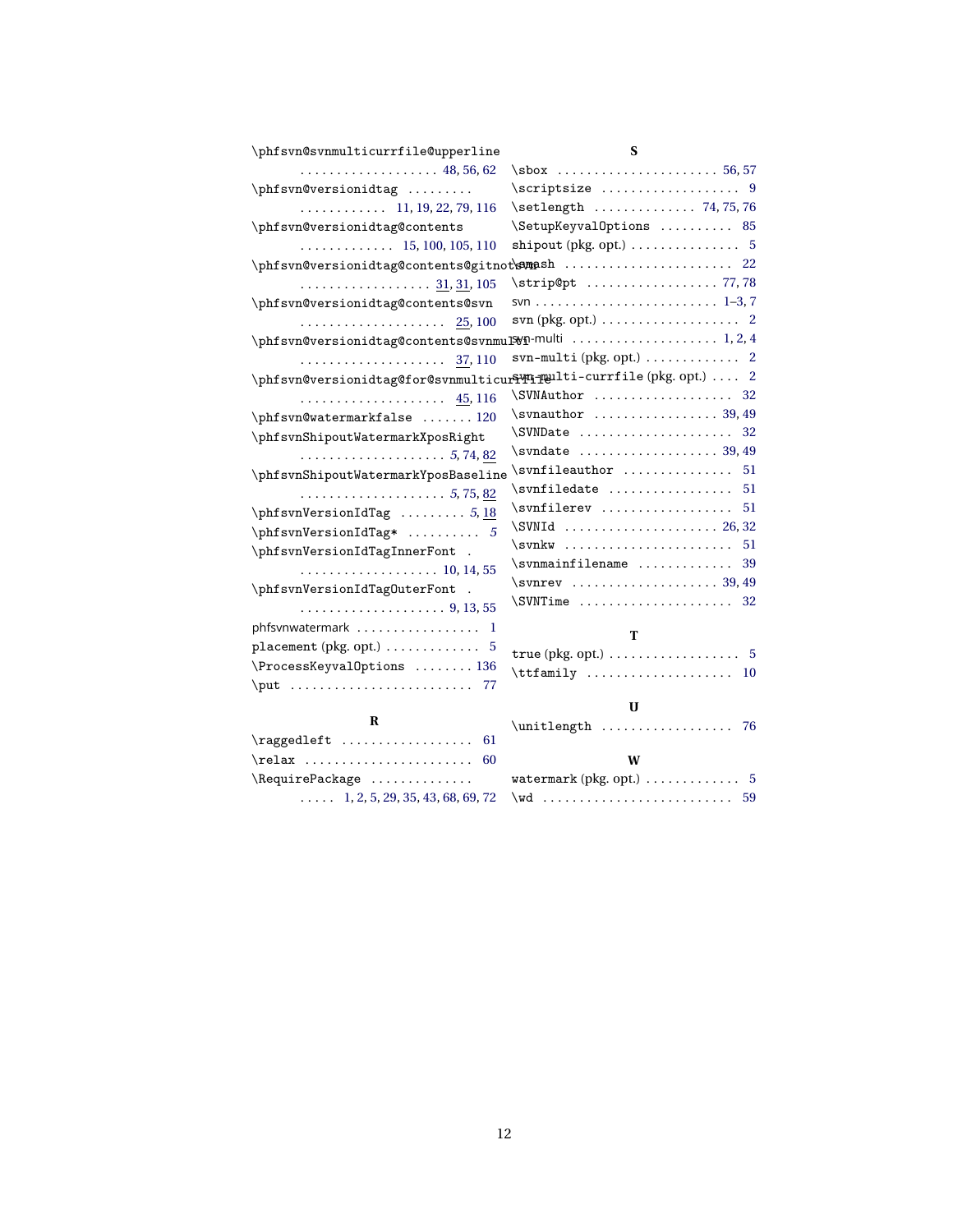\phfsvn@svnmulticurrfile@upperline . . . . . . . . . . . . . . . . . . . 48, 56, 62
\phfsvn@versionidtag . . . . . . . . . . . . . . . . . . . . . 11, 19, 22, 79, 116
\phfsvn@versionidtag@contents . . . . . . . . . . . . . 15, 100, 105, 110
\phfsvn@versionidtag@contents@gitnotsvn . . . . . . . . . . . . . . . . . . 31, 31, 105
\phfsvn@versionidtag@contents@svn . . . . . . . . . . . . . . . . . . . . 25, 100
\phfsvn@versionidtag@contents@svnmulti . . . . . . . . . . . . . . . . . . . . 37, 110
\phfsvn@versionidtag@for@svnmulticurrfile . . . . . . . . . . . . . . . . . . . . 45, 116
\phfsvn@watermarkfalse . . . . . . . 120
\phfsvnShipoutWatermarkXposRight . . . . . . . . . . . . . . . . . . . . *5*, 74, 82
\phfsvnShipoutWatermarkYposBaseline . . . . . . . . . . . . . . . . . . . . *5*, 75, 82
\phfsvnVersionIdTag . . . . . . . . . *5*, 18
\phfsvnVersionIdTag* . . . . . . . . . . *5*
\phfsvnVersionIdTagInnerFont . . . . . . . . . . . . . . . . . . . . 10, 14, 55
\phfsvnVersionIdTagOuterFont . . . . . . . . . . . . . . . . . . . . . 9, 13, 55
phfsvnwatermark . . . . . . . . . . . . . . . . . 1
placement (pkg. opt.) . . . . . . . . . . . . . 5
\ProcessKeyvalOptions . . . . . . . . 136
\put . . . . . . . . . . . . . . . . . . . . . . . . 77

**R**

\raggedleft . . . . . . . . . . . . . . . . . . 61
\relax . . . . . . . . . . . . . . . . . . . . . . 60
\RequirePackage . . . . . . . . . . . . . . . . . . 1, 2, 5, 29, 35, 43, 68, 69, 72

**S**

\sbox . . . . . . . . . . . . . . . . . . . . . . 56, 57
\scriptsize . . . . . . . . . . . . . . . . . . . 9
\setlength . . . . . . . . . . . . . . 74, 75, 76
\SetupKeyvalOptions . . . . . . . . . . 85
shipout (pkg. opt.) . . . . . . . . . . . . . . . 5
\smash . . . . . . . . . . . . . . . . . . . . . . . 22
\strip@pt . . . . . . . . . . . . . . . . . . 77, 78
svn . . . . . . . . . . . . . . . . . . . . . . . . . 1–3, 7
svn (pkg. opt.) . . . . . . . . . . . . . . . . . . 2
svn-multi . . . . . . . . . . . . . . . . . . . . 1, 2, 4
svn-multi (pkg. opt.) . . . . . . . . . . . . . 2
svn-multi-currfile (pkg. opt.) . . . . 2
\SVNAuthor . . . . . . . . . . . . . . . . . . . 32
\svnauthor . . . . . . . . . . . . . . . . . 39, 49
\SVNDate . . . . . . . . . . . . . . . . . . . . . 32
\svndate . . . . . . . . . . . . . . . . . . . 39, 49
\svnfileauthor . . . . . . . . . . . . . . . 51
\svnfiledate . . . . . . . . . . . . . . . . . 51
\svnfilerev . . . . . . . . . . . . . . . . . . 51
\SVNId . . . . . . . . . . . . . . . . . . . . . 26, 32
\svnkw . . . . . . . . . . . . . . . . . . . . . . . 51
\svnmainfilename . . . . . . . . . . . . 39
\svnrev . . . . . . . . . . . . . . . . . . . . 39, 49
\SVNTime . . . . . . . . . . . . . . . . . . . . . 32

**T**

true (pkg. opt.) . . . . . . . . . . . . . . . . . . 5
\ttfamily . . . . . . . . . . . . . . . . . . . . 10

**U**

\unitlength . . . . . . . . . . . . . . . . . . 76

**W**

watermark (pkg. opt.) . . . . . . . . . . . . . 5
\wd . . . . . . . . . . . . . . . . . . . . . . . . . . 59